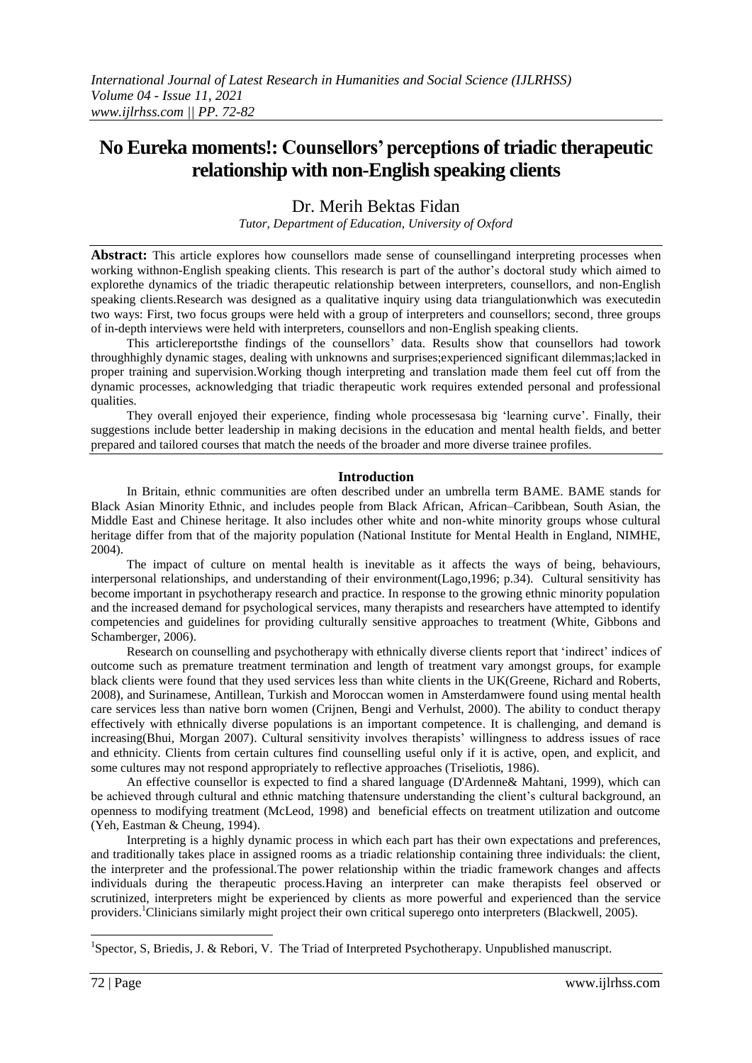# No Eureka moments!: Counsellors' perceptions of triadic therapeutic relationship with non-English speaking clients

Dr. Merih Bektas Fidan

*Tutor, Department of Education, University of Oxford*

**Abstract:** This article explores how counsellors made sense of counsellingand interpreting processes when working withnon-English speaking clients. This research is part of the author's doctoral study which aimed to explorethe dynamics of the triadic therapeutic relationship between interpreters, counsellors, and non-English speaking clients.Research was designed as a qualitative inquiry using data triangulationwhich was executedin two ways: First, two focus groups were held with a group of interpreters and counsellors; second, three groups of in-depth interviews were held with interpreters, counsellors and non-English speaking clients.

This articlereportsthe findings of the counsellors' data. Results show that counsellors had towork throughhighly dynamic stages, dealing with unknowns and surprises;experienced significant dilemmas;lacked in proper training and supervision.Working though interpreting and translation made them feel cut off from the dynamic processes, acknowledging that triadic therapeutic work requires extended personal and professional qualities.

They overall enjoyed their experience, finding whole processesasa big 'learning curve'. Finally, their suggestions include better leadership in making decisions in the education and mental health fields, and better prepared and tailored courses that match the needs of the broader and more diverse trainee profiles.

## Introduction

In Britain, ethnic communities are often described under an umbrella term BAME. BAME stands for Black Asian Minority Ethnic, and includes people from Black African, African–Caribbean, South Asian, the Middle East and Chinese heritage. It also includes other white and non-white minority groups whose cultural heritage differ from that of the majority population (National Institute for Mental Health in England, NIMHE, 2004).

The impact of culture on mental health is inevitable as it affects the ways of being, behaviours, interpersonal relationships, and understanding of their environment(Lago,1996; p.34). Cultural sensitivity has become important in psychotherapy research and practice. In response to the growing ethnic minority population and the increased demand for psychological services, many therapists and researchers have attempted to identify competencies and guidelines for providing culturally sensitive approaches to treatment (White, Gibbons and Schamberger, 2006).

Research on counselling and psychotherapy with ethnically diverse clients report that 'indirect' indices of outcome such as premature treatment termination and length of treatment vary amongst groups, for example black clients were found that they used services less than white clients in the UK(Greene, Richard and Roberts, 2008), and Surinamese, Antillean, Turkish and Moroccan women in Amsterdamwere found using mental health care services less than native born women (Crijnen, Bengi and Verhulst, 2000). The ability to conduct therapy effectively with ethnically diverse populations is an important competence. It is challenging, and demand is increasing(Bhui, Morgan 2007). Cultural sensitivity involves therapists' willingness to address issues of race and ethnicity. Clients from certain cultures find counselling useful only if it is active, open, and explicit, and some cultures may not respond appropriately to reflective approaches (Triseliotis, 1986).

An effective counsellor is expected to find a shared language (D'Ardenne& Mahtani, 1999), which can be achieved through cultural and ethnic matching thatensure understanding the client's cultural background, an openness to modifying treatment (McLeod, 1998) and beneficial effects on treatment utilization and outcome (Yeh, Eastman & Cheung, 1994).

Interpreting is a highly dynamic process in which each part has their own expectations and preferences, and traditionally takes place in assigned rooms as a triadic relationship containing three individuals: the client, the interpreter and the professional.The power relationship within the triadic framework changes and affects individuals during the therapeutic process.Having an interpreter can make therapists feel observed or scrutinized, interpreters might be experienced by clients as more powerful and experienced than the service providers.[1]Clinicians similarly might project their own critical superego onto interpreters (Blackwell, 2005).

[1]Spector, S, Briedis, J. & Rebori, V. The Triad of Interpreted Psychotherapy. Unpublished manuscript.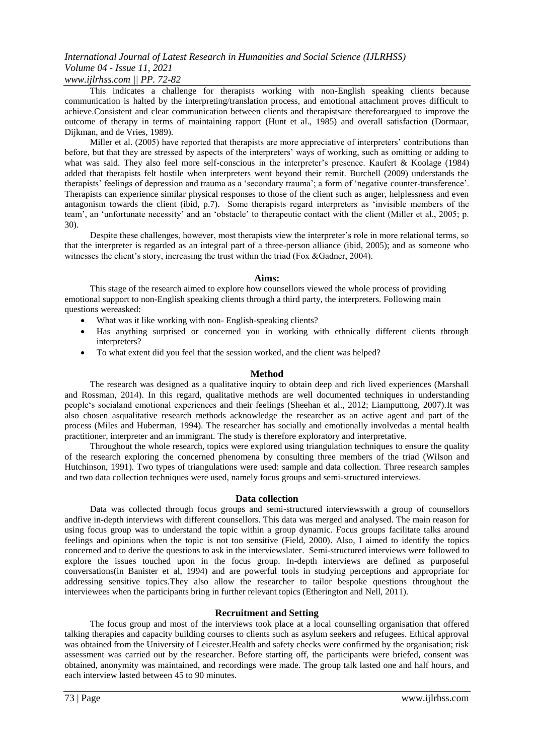This indicates a challenge for therapists working with non-English speaking clients because communication is halted by the interpreting/translation process, and emotional attachment proves difficult to achieve.Consistent and clear communication between clients and therapistsare thereforeargued to improve the outcome of therapy in terms of maintaining rapport (Hunt et al., 1985) and overall satisfaction (Dormaar, Dijkman, and de Vries, 1989).

Miller et al. (2005) have reported that therapists are more appreciative of interpreters' contributions than before, but that they are stressed by aspects of the interpreters' ways of working, such as omitting or adding to what was said. They also feel more self-conscious in the interpreter's presence. Kaufert & Koolage (1984) added that therapists felt hostile when interpreters went beyond their remit. Burchell (2009) understands the therapists' feelings of depression and trauma as a 'secondary trauma'; a form of 'negative counter-transference'. Therapists can experience similar physical responses to those of the client such as anger, helplessness and even antagonism towards the client (ibid, p.7). Some therapists regard interpreters as 'invisible members of the team', an 'unfortunate necessity' and an 'obstacle' to therapeutic contact with the client (Miller et al., 2005; p. 30).

Despite these challenges, however, most therapists view the interpreter's role in more relational terms, so that the interpreter is regarded as an integral part of a three-person alliance (ibid, 2005); and as someone who witnesses the client's story, increasing the trust within the triad (Fox &Gadner, 2004).

## Aims:

This stage of the research aimed to explore how counsellors viewed the whole process of providing emotional support to non-English speaking clients through a third party, the interpreters. Following main questions wereasked:

- What was it like working with non- English-speaking clients?
- Has anything surprised or concerned you in working with ethnically different clients through interpreters?
- To what extent did you feel that the session worked, and the client was helped?

## Method

The research was designed as a qualitative inquiry to obtain deep and rich lived experiences (Marshall and Rossman, 2014). In this regard, qualitative methods are well documented techniques in understanding people's socialand emotional experiences and their feelings (Sheehan et al., 2012; Liamputtong, 2007).It was also chosen asqualitative research methods acknowledge the researcher as an active agent and part of the process (Miles and Huberman, 1994). The researcher has socially and emotionally involvedas a mental health practitioner, interpreter and an immigrant. The study is therefore exploratory and interpretative.

Throughout the whole research, topics were explored using triangulation techniques to ensure the quality of the research exploring the concerned phenomena by consulting three members of the triad (Wilson and Hutchinson, 1991). Two types of triangulations were used: sample and data collection. Three research samples and two data collection techniques were used, namely focus groups and semi-structured interviews.

## Data collection

Data was collected through focus groups and semi-structured interviewswith a group of counsellors andfive in-depth interviews with different counsellors. This data was merged and analysed. The main reason for using focus group was to understand the topic within a group dynamic. Focus groups facilitate talks around feelings and opinions when the topic is not too sensitive (Field, 2000). Also, I aimed to identify the topics concerned and to derive the questions to ask in the interviewslater. Semi-structured interviews were followed to explore the issues touched upon in the focus group. In-depth interviews are defined as purposeful conversations(in Banister et al, 1994) and are powerful tools in studying perceptions and appropriate for addressing sensitive topics.They also allow the researcher to tailor bespoke questions throughout the interviewees when the participants bring in further relevant topics (Etherington and Nell, 2011).

## Recruitment and Setting

The focus group and most of the interviews took place at a local counselling organisation that offered talking therapies and capacity building courses to clients such as asylum seekers and refugees. Ethical approval was obtained from the University of Leicester.Health and safety checks were confirmed by the organisation; risk assessment was carried out by the researcher. Before starting off, the participants were briefed, consent was obtained, anonymity was maintained, and recordings were made. The group talk lasted one and half hours, and each interview lasted between 45 to 90 minutes.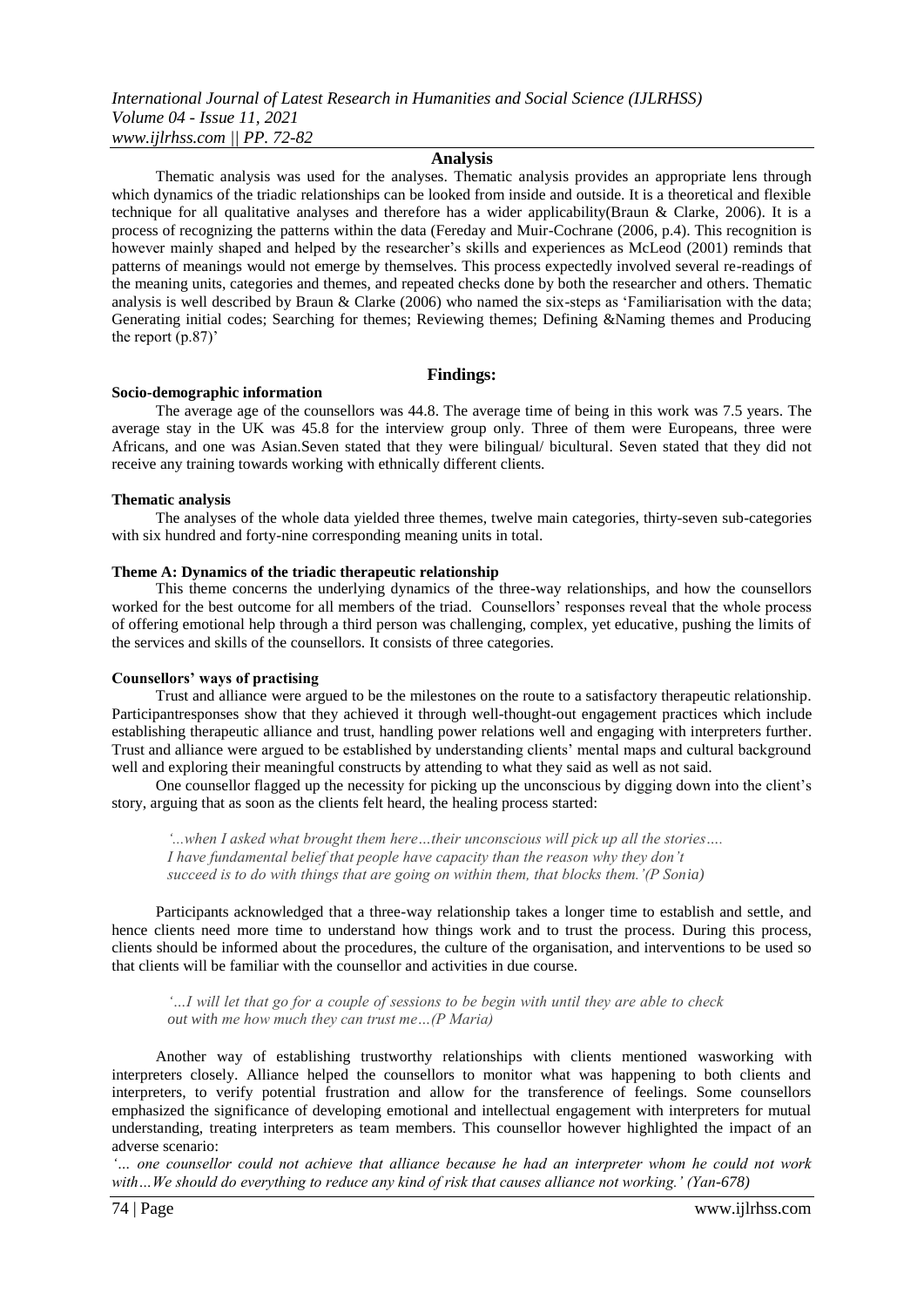## Analysis

Thematic analysis was used for the analyses. Thematic analysis provides an appropriate lens through which dynamics of the triadic relationships can be looked from inside and outside. It is a theoretical and flexible technique for all qualitative analyses and therefore has a wider applicability(Braun & Clarke, 2006). It is a process of recognizing the patterns within the data (Fereday and Muir-Cochrane (2006, p.4). This recognition is however mainly shaped and helped by the researcher's skills and experiences as McLeod (2001) reminds that patterns of meanings would not emerge by themselves. This process expectedly involved several re-readings of the meaning units, categories and themes, and repeated checks done by both the researcher and others. Thematic analysis is well described by Braun & Clarke (2006) who named the six-steps as 'Familiarisation with the data; Generating initial codes; Searching for themes; Reviewing themes; Defining &Naming themes and Producing the report (p.87)'

## Findings:

### Socio-demographic information

The average age of the counsellors was 44.8. The average time of being in this work was 7.5 years. The average stay in the UK was 45.8 for the interview group only. Three of them were Europeans, three were Africans, and one was Asian.Seven stated that they were bilingual/ bicultural. Seven stated that they did not receive any training towards working with ethnically different clients.

### Thematic analysis

The analyses of the whole data yielded three themes, twelve main categories, thirty-seven sub-categories with six hundred and forty-nine corresponding meaning units in total.

### Theme A: Dynamics of the triadic therapeutic relationship

This theme concerns the underlying dynamics of the three-way relationships, and how the counsellors worked for the best outcome for all members of the triad. Counsellors' responses reveal that the whole process of offering emotional help through a third person was challenging, complex, yet educative, pushing the limits of the services and skills of the counsellors. It consists of three categories.

### Counsellors' ways of practising

Trust and alliance were argued to be the milestones on the route to a satisfactory therapeutic relationship. Participantresponses show that they achieved it through well-thought-out engagement practices which include establishing therapeutic alliance and trust, handling power relations well and engaging with interpreters further. Trust and alliance were argued to be established by understanding clients' mental maps and cultural background well and exploring their meaningful constructs by attending to what they said as well as not said.

One counsellor flagged up the necessity for picking up the unconscious by digging down into the client's story, arguing that as soon as the clients felt heard, the healing process started:

> *'...when I asked what brought them here…their unconscious will pick up all the stories…. I have fundamental belief that people have capacity than the reason why they don't succeed is to do with things that are going on within them, that blocks them.'(P Sonia)*

Participants acknowledged that a three-way relationship takes a longer time to establish and settle, and hence clients need more time to understand how things work and to trust the process. During this process, clients should be informed about the procedures, the culture of the organisation, and interventions to be used so that clients will be familiar with the counsellor and activities in due course.

> *'…I will let that go for a couple of sessions to be begin with until they are able to check out with me how much they can trust me…(P Maria)*

Another way of establishing trustworthy relationships with clients mentioned wasworking with interpreters closely. Alliance helped the counsellors to monitor what was happening to both clients and interpreters, to verify potential frustration and allow for the transference of feelings. Some counsellors emphasized the significance of developing emotional and intellectual engagement with interpreters for mutual understanding, treating interpreters as team members. This counsellor however highlighted the impact of an adverse scenario:

*'… one counsellor could not achieve that alliance because he had an interpreter whom he could not work with…We should do everything to reduce any kind of risk that causes alliance not working.' (Yan-678)*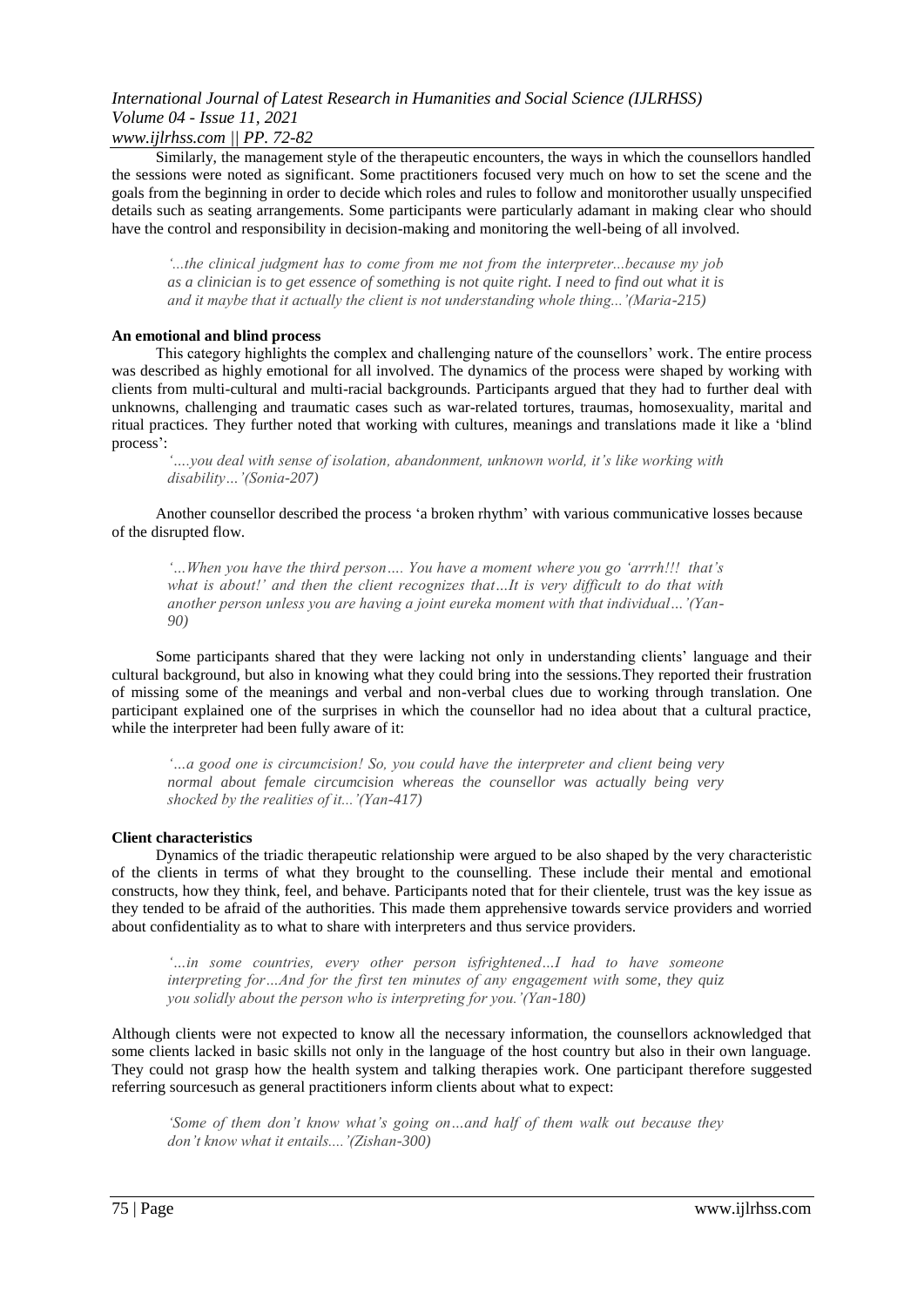Similarly, the management style of the therapeutic encounters, the ways in which the counsellors handled the sessions were noted as significant. Some practitioners focused very much on how to set the scene and the goals from the beginning in order to decide which roles and rules to follow and monitorother usually unspecified details such as seating arrangements. Some participants were particularly adamant in making clear who should have the control and responsibility in decision-making and monitoring the well-being of all involved.

> *'...the clinical judgment has to come from me not from the interpreter...because my job as a clinician is to get essence of something is not quite right. I need to find out what it is and it maybe that it actually the client is not understanding whole thing...'(Maria-215)*

**An emotional and blind process**

This category highlights the complex and challenging nature of the counsellors' work. The entire process was described as highly emotional for all involved. The dynamics of the process were shaped by working with clients from multi-cultural and multi-racial backgrounds. Participants argued that they had to further deal with unknowns, challenging and traumatic cases such as war-related tortures, traumas, homosexuality, marital and ritual practices. They further noted that working with cultures, meanings and translations made it like a 'blind process':

> *'….you deal with sense of isolation, abandonment, unknown world, it's like working with disability…'(Sonia-207)*

Another counsellor described the process 'a broken rhythm' with various communicative losses because of the disrupted flow.

> *'…When you have the third person…. You have a moment where you go 'arrrh!!! that's what is about!' and then the client recognizes that…It is very difficult to do that with another person unless you are having a joint eureka moment with that individual…'(Yan-90)*

Some participants shared that they were lacking not only in understanding clients' language and their cultural background, but also in knowing what they could bring into the sessions.They reported their frustration of missing some of the meanings and verbal and non-verbal clues due to working through translation. One participant explained one of the surprises in which the counsellor had no idea about that a cultural practice, while the interpreter had been fully aware of it:

> *'…a good one is circumcision! So, you could have the interpreter and client being very normal about female circumcision whereas the counsellor was actually being very shocked by the realities of it...'(Yan-417)*

**Client characteristics**

Dynamics of the triadic therapeutic relationship were argued to be also shaped by the very characteristic of the clients in terms of what they brought to the counselling. These include their mental and emotional constructs, how they think, feel, and behave. Participants noted that for their clientele, trust was the key issue as they tended to be afraid of the authorities. This made them apprehensive towards service providers and worried about confidentiality as to what to share with interpreters and thus service providers.

> *'…in some countries, every other person isfrightened…I had to have someone interpreting for…And for the first ten minutes of any engagement with some, they quiz you solidly about the person who is interpreting for you.'(Yan-180)*

Although clients were not expected to know all the necessary information, the counsellors acknowledged that some clients lacked in basic skills not only in the language of the host country but also in their own language. They could not grasp how the health system and talking therapies work. One participant therefore suggested referring sourcesuch as general practitioners inform clients about what to expect:

> *'Some of them don't know what's going on…and half of them walk out because they don't know what it entails....'(Zishan-300)*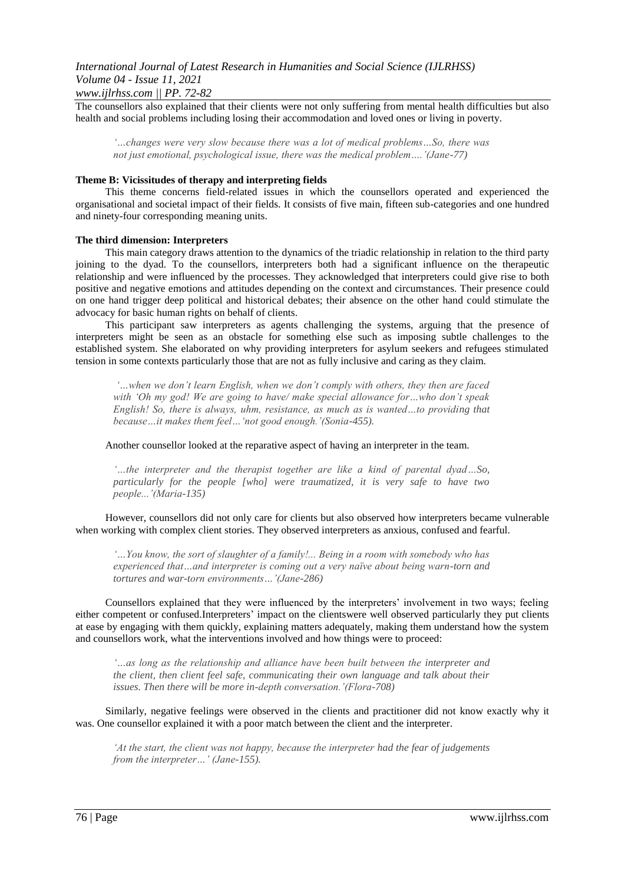The counsellors also explained that their clients were not only suffering from mental health difficulties but also health and social problems including losing their accommodation and loved ones or living in poverty.

> *'…changes were very slow because there was a lot of medical problems…So, there was not just emotional, psychological issue, there was the medical problem….'(Jane-77)*

**Theme B: Vicissitudes of therapy and interpreting fields**

This theme concerns field-related issues in which the counsellors operated and experienced the organisational and societal impact of their fields. It consists of five main, fifteen sub-categories and one hundred and ninety-four corresponding meaning units.

**The third dimension: Interpreters**

This main category draws attention to the dynamics of the triadic relationship in relation to the third party joining to the dyad. To the counsellors, interpreters both had a significant influence on the therapeutic relationship and were influenced by the processes. They acknowledged that interpreters could give rise to both positive and negative emotions and attitudes depending on the context and circumstances. Their presence could on one hand trigger deep political and historical debates; their absence on the other hand could stimulate the advocacy for basic human rights on behalf of clients.

This participant saw interpreters as agents challenging the systems, arguing that the presence of interpreters might be seen as an obstacle for something else such as imposing subtle challenges to the established system. She elaborated on why providing interpreters for asylum seekers and refugees stimulated tension in some contexts particularly those that are not as fully inclusive and caring as they claim.

> *'…when we don't learn English, when we don't comply with others, they then are faced with 'Oh my god! We are going to have/ make special allowance for…who don't speak English! So, there is always, uhm, resistance, as much as is wanted…to providing that because…it makes them feel…'not good enough.'(Sonia-455).*

Another counsellor looked at the reparative aspect of having an interpreter in the team.

> *'…the interpreter and the therapist together are like a kind of parental dyad…So, particularly for the people [who] were traumatized, it is very safe to have two people...'(Maria-135)*

However, counsellors did not only care for clients but also observed how interpreters became vulnerable when working with complex client stories. They observed interpreters as anxious, confused and fearful.

> *'…You know, the sort of slaughter of a family!... Being in a room with somebody who has experienced that…and interpreter is coming out a very naïve about being warn-torn and tortures and war-torn environments…'(Jane-286)*

Counsellors explained that they were influenced by the interpreters' involvement in two ways; feeling either competent or confused.Interpreters' impact on the clientswere well observed particularly they put clients at ease by engaging with them quickly, explaining matters adequately, making them understand how the system and counsellors work, what the interventions involved and how things were to proceed:

> *'…as long as the relationship and alliance have been built between the interpreter and the client, then client feel safe, communicating their own language and talk about their issues. Then there will be more in-depth conversation.'(Flora-708)*

Similarly, negative feelings were observed in the clients and practitioner did not know exactly why it was. One counsellor explained it with a poor match between the client and the interpreter.

> *'At the start, the client was not happy, because the interpreter had the fear of judgements from the interpreter…' (Jane-155).*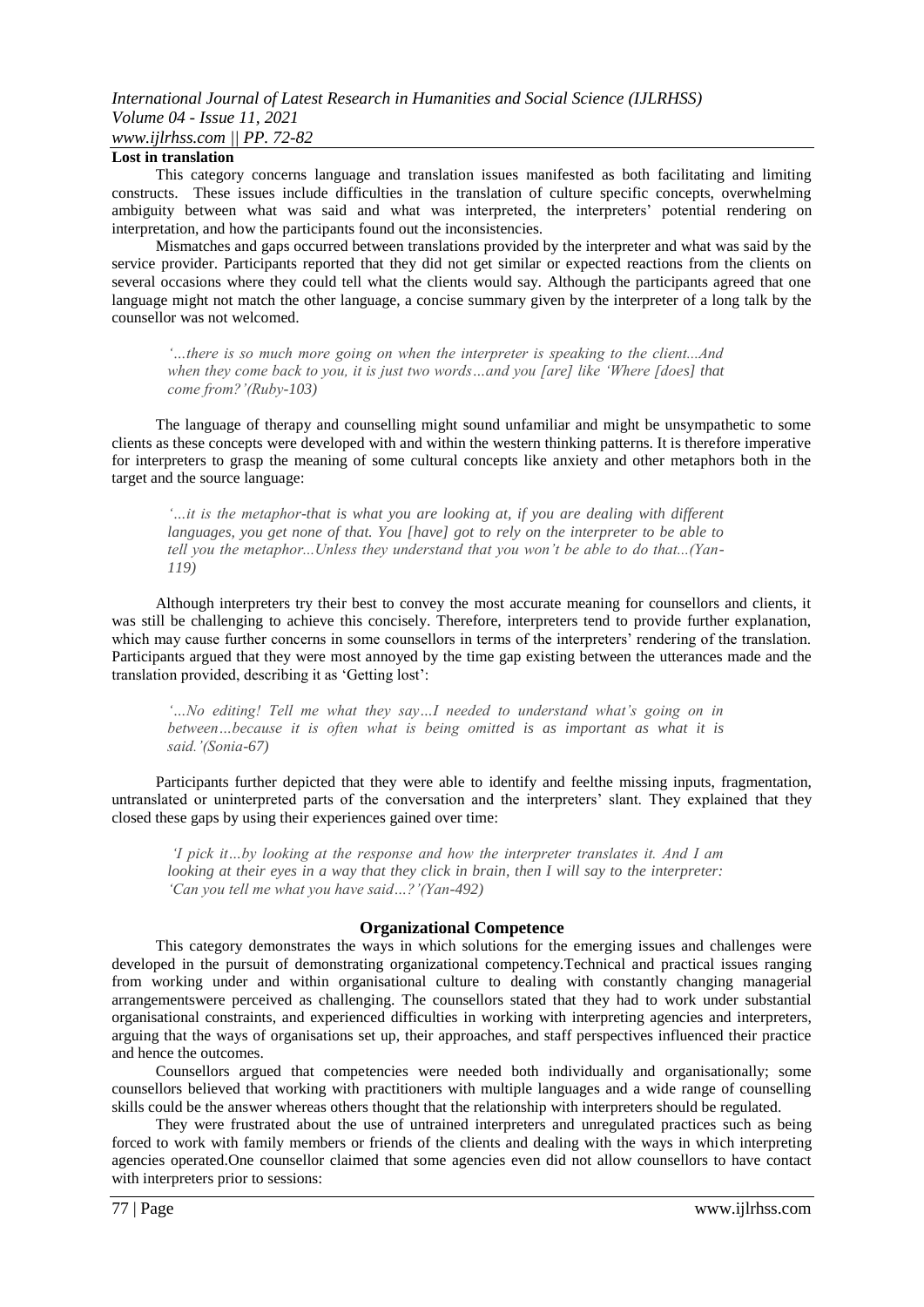### Lost in translation

This category concerns language and translation issues manifested as both facilitating and limiting constructs. These issues include difficulties in the translation of culture specific concepts, overwhelming ambiguity between what was said and what was interpreted, the interpreters' potential rendering on interpretation, and how the participants found out the inconsistencies.

Mismatches and gaps occurred between translations provided by the interpreter and what was said by the service provider. Participants reported that they did not get similar or expected reactions from the clients on several occasions where they could tell what the clients would say. Although the participants agreed that one language might not match the other language, a concise summary given by the interpreter of a long talk by the counsellor was not welcomed.

> *'…there is so much more going on when the interpreter is speaking to the client...And when they come back to you, it is just two words…and you [are] like 'Where [does] that come from?'(Ruby-103)*

The language of therapy and counselling might sound unfamiliar and might be unsympathetic to some clients as these concepts were developed with and within the western thinking patterns. It is therefore imperative for interpreters to grasp the meaning of some cultural concepts like anxiety and other metaphors both in the target and the source language:

> *'…it is the metaphor-that is what you are looking at, if you are dealing with different languages, you get none of that. You [have] got to rely on the interpreter to be able to tell you the metaphor...Unless they understand that you won't be able to do that...(Yan-119)*

Although interpreters try their best to convey the most accurate meaning for counsellors and clients, it was still be challenging to achieve this concisely. Therefore, interpreters tend to provide further explanation, which may cause further concerns in some counsellors in terms of the interpreters' rendering of the translation. Participants argued that they were most annoyed by the time gap existing between the utterances made and the translation provided, describing it as 'Getting lost':

> *'…No editing! Tell me what they say…I needed to understand what's going on in between…because it is often what is being omitted is as important as what it is said.'(Sonia-67)*

Participants further depicted that they were able to identify and feelthe missing inputs, fragmentation, untranslated or uninterpreted parts of the conversation and the interpreters' slant. They explained that they closed these gaps by using their experiences gained over time:

> *'I pick it…by looking at the response and how the interpreter translates it. And I am looking at their eyes in a way that they click in brain, then I will say to the interpreter: 'Can you tell me what you have said…?'(Yan-492)*

## Organizational Competence

This category demonstrates the ways in which solutions for the emerging issues and challenges were developed in the pursuit of demonstrating organizational competency.Technical and practical issues ranging from working under and within organisational culture to dealing with constantly changing managerial arrangementswere perceived as challenging. The counsellors stated that they had to work under substantial organisational constraints, and experienced difficulties in working with interpreting agencies and interpreters, arguing that the ways of organisations set up, their approaches, and staff perspectives influenced their practice and hence the outcomes.

Counsellors argued that competencies were needed both individually and organisationally; some counsellors believed that working with practitioners with multiple languages and a wide range of counselling skills could be the answer whereas others thought that the relationship with interpreters should be regulated.

They were frustrated about the use of untrained interpreters and unregulated practices such as being forced to work with family members or friends of the clients and dealing with the ways in which interpreting agencies operated.One counsellor claimed that some agencies even did not allow counsellors to have contact with interpreters prior to sessions: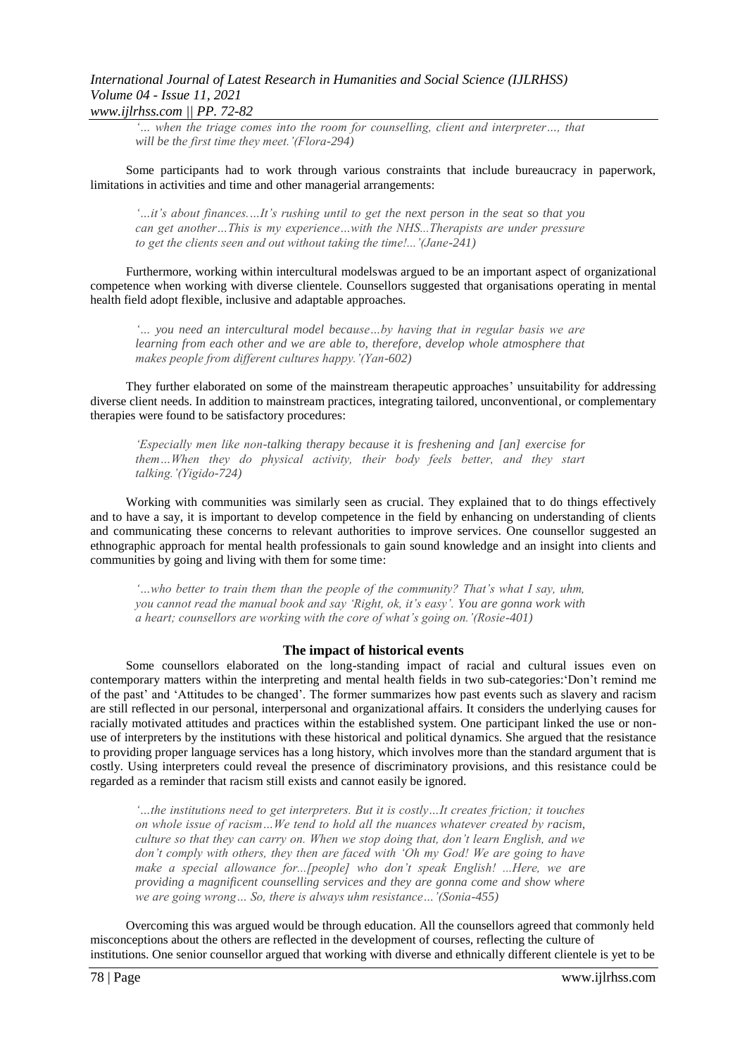*'… when the triage comes into the room for counselling, client and interpreter…, that will be the first time they meet.'(Flora-294)*

Some participants had to work through various constraints that include bureaucracy in paperwork, limitations in activities and time and other managerial arrangements:

*'…it's about finances.…It's rushing until to get the next person in the seat so that you can get another…This is my experience…with the NHS...Therapists are under pressure to get the clients seen and out without taking the time!...'(Jane-241)*

Furthermore, working within intercultural modelswas argued to be an important aspect of organizational competence when working with diverse clientele. Counsellors suggested that organisations operating in mental health field adopt flexible, inclusive and adaptable approaches.

*'… you need an intercultural model because…by having that in regular basis we are learning from each other and we are able to, therefore, develop whole atmosphere that makes people from different cultures happy.'(Yan-602)*

They further elaborated on some of the mainstream therapeutic approaches' unsuitability for addressing diverse client needs. In addition to mainstream practices, integrating tailored, unconventional, or complementary therapies were found to be satisfactory procedures:

*'Especially men like non-talking therapy because it is freshening and [an] exercise for them…When they do physical activity, their body feels better, and they start talking.'(Yigido-724)*

Working with communities was similarly seen as crucial. They explained that to do things effectively and to have a say, it is important to develop competence in the field by enhancing on understanding of clients and communicating these concerns to relevant authorities to improve services. One counsellor suggested an ethnographic approach for mental health professionals to gain sound knowledge and an insight into clients and communities by going and living with them for some time:

*'…who better to train them than the people of the community? That's what I say, uhm, you cannot read the manual book and say 'Right, ok, it's easy'. You are gonna work with a heart; counsellors are working with the core of what's going on.'(Rosie-401)*

### The impact of historical events

Some counsellors elaborated on the long-standing impact of racial and cultural issues even on contemporary matters within the interpreting and mental health fields in two sub-categories:'Don't remind me of the past' and 'Attitudes to be changed'. The former summarizes how past events such as slavery and racism are still reflected in our personal, interpersonal and organizational affairs. It considers the underlying causes for racially motivated attitudes and practices within the established system. One participant linked the use or non-use of interpreters by the institutions with these historical and political dynamics. She argued that the resistance to providing proper language services has a long history, which involves more than the standard argument that is costly. Using interpreters could reveal the presence of discriminatory provisions, and this resistance could be regarded as a reminder that racism still exists and cannot easily be ignored.

*'…the institutions need to get interpreters. But it is costly…It creates friction; it touches on whole issue of racism…We tend to hold all the nuances whatever created by racism, culture so that they can carry on. When we stop doing that, don't learn English, and we don't comply with others, they then are faced with 'Oh my God! We are going to have make a special allowance for...[people] who don't speak English! ...Here, we are providing a magnificent counselling services and they are gonna come and show where we are going wrong… So, there is always uhm resistance…'(Sonia-455)*

Overcoming this was argued would be through education. All the counsellors agreed that commonly held misconceptions about the others are reflected in the development of courses, reflecting the culture of institutions. One senior counsellor argued that working with diverse and ethnically different clientele is yet to be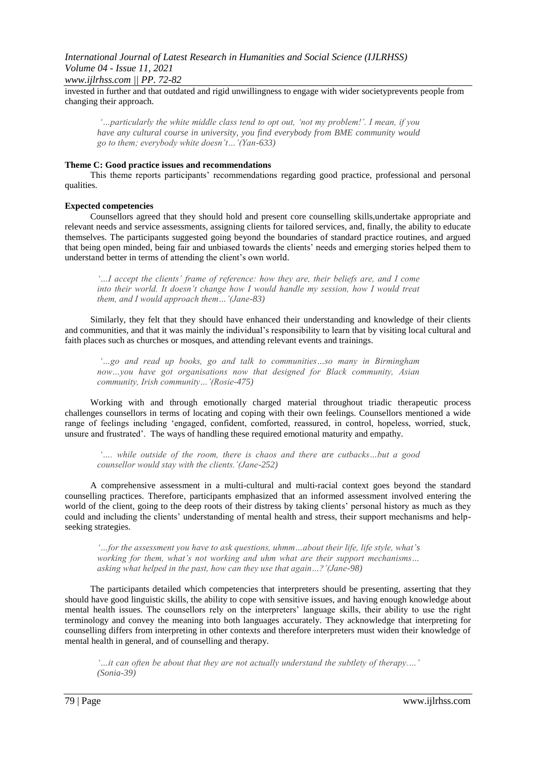invested in further and that outdated and rigid unwillingness to engage with wider societyprevents people from changing their approach.

> *'...particularly the white middle class tend to opt out, 'not my problem!'. I mean, if you have any cultural course in university, you find everybody from BME community would go to them; everybody white doesn't…'(Yan-633)*

**Theme C: Good practice issues and recommendations**

This theme reports participants' recommendations regarding good practice, professional and personal qualities.

**Expected competencies**

Counsellors agreed that they should hold and present core counselling skills,undertake appropriate and relevant needs and service assessments, assigning clients for tailored services, and, finally, the ability to educate themselves. The participants suggested going beyond the boundaries of standard practice routines, and argued that being open minded, being fair and unbiased towards the clients' needs and emerging stories helped them to understand better in terms of attending the client's own world.

> *'...I accept the clients' frame of reference: how they are, their beliefs are, and I come into their world. It doesn't change how I would handle my session, how I would treat them, and I would approach them…'(Jane-83)*

Similarly, they felt that they should have enhanced their understanding and knowledge of their clients and communities, and that it was mainly the individual's responsibility to learn that by visiting local cultural and faith places such as churches or mosques, and attending relevant events and trainings.

> *'...go and read up books, go and talk to communities…so many in Birmingham now…you have got organisations now that designed for Black community, Asian community, Irish community…'(Rosie-475)*

Working with and through emotionally charged material throughout triadic therapeutic process challenges counsellors in terms of locating and coping with their own feelings. Counsellors mentioned a wide range of feelings including 'engaged, confident, comforted, reassured, in control, hopeless, worried, stuck, unsure and frustrated'. The ways of handling these required emotional maturity and empathy.

> *'…. while outside of the room, there is chaos and there are cutbacks…but a good counsellor would stay with the clients.'(Jane-252)*

A comprehensive assessment in a multi-cultural and multi-racial context goes beyond the standard counselling practices. Therefore, participants emphasized that an informed assessment involved entering the world of the client, going to the deep roots of their distress by taking clients' personal history as much as they could and including the clients' understanding of mental health and stress, their support mechanisms and help-seeking strategies.

> *'...for the assessment you have to ask questions, uhmm…about their life, life style, what's working for them, what's not working and uhm what are their support mechanisms… asking what helped in the past, how can they use that again…?'(Jane-98)*

The participants detailed which competencies that interpreters should be presenting, asserting that they should have good linguistic skills, the ability to cope with sensitive issues, and having enough knowledge about mental health issues. The counsellors rely on the interpreters' language skills, their ability to use the right terminology and convey the meaning into both languages accurately. They acknowledge that interpreting for counselling differs from interpreting in other contexts and therefore interpreters must widen their knowledge of mental health in general, and of counselling and therapy.

> *'...it can often be about that they are not actually understand the subtlety of therapy….' (Sonia-39)*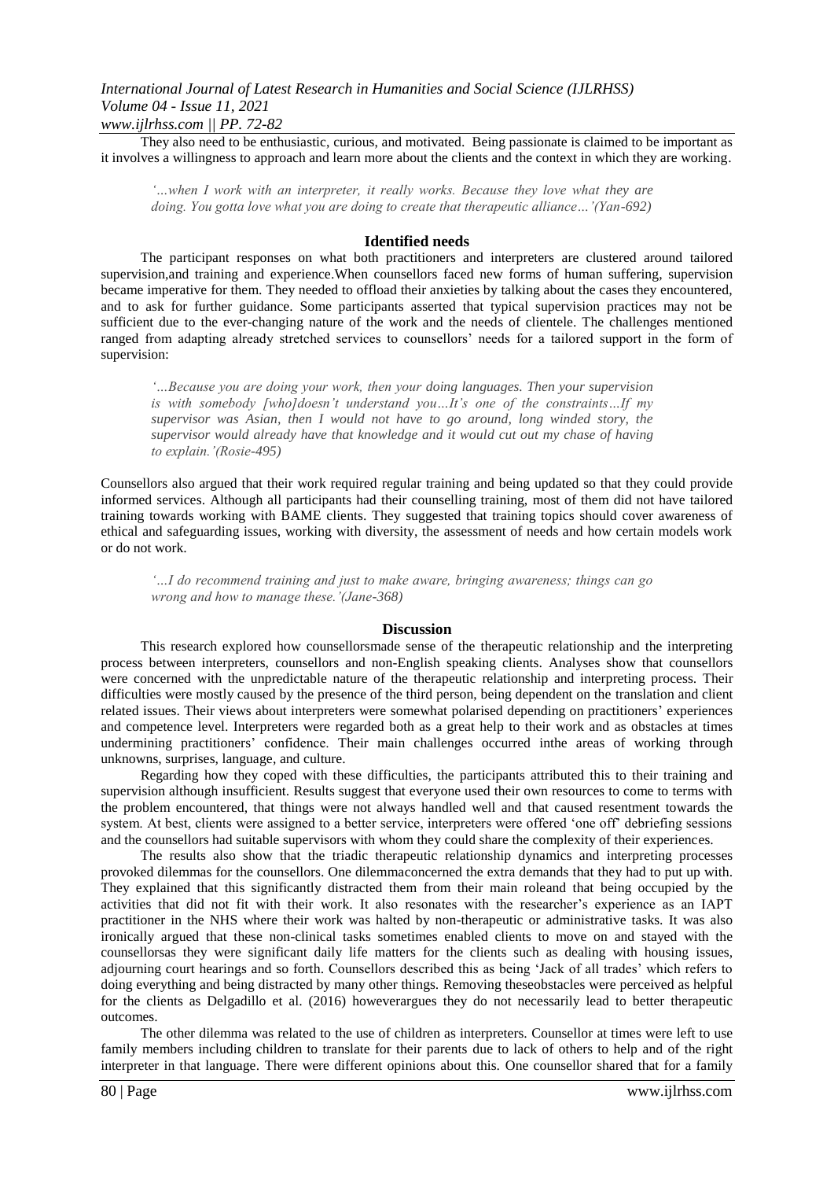They also need to be enthusiastic, curious, and motivated. Being passionate is claimed to be important as it involves a willingness to approach and learn more about the clients and the context in which they are working.

> *'…when I work with an interpreter, it really works. Because they love what they are doing. You gotta love what you are doing to create that therapeutic alliance…'(Yan-692)*

## Identified needs

The participant responses on what both practitioners and interpreters are clustered around tailored supervision,and training and experience.When counsellors faced new forms of human suffering, supervision became imperative for them. They needed to offload their anxieties by talking about the cases they encountered, and to ask for further guidance. Some participants asserted that typical supervision practices may not be sufficient due to the ever-changing nature of the work and the needs of clientele. The challenges mentioned ranged from adapting already stretched services to counsellors' needs for a tailored support in the form of supervision:

> *'…Because you are doing your work, then your doing languages. Then your supervision is with somebody [who]doesn't understand you…It's one of the constraints…If my supervisor was Asian, then I would not have to go around, long winded story, the supervisor would already have that knowledge and it would cut out my chase of having to explain.'(Rosie-495)*

Counsellors also argued that their work required regular training and being updated so that they could provide informed services. Although all participants had their counselling training, most of them did not have tailored training towards working with BAME clients. They suggested that training topics should cover awareness of ethical and safeguarding issues, working with diversity, the assessment of needs and how certain models work or do not work.

> *'…I do recommend training and just to make aware, bringing awareness; things can go wrong and how to manage these.'(Jane-368)*

## Discussion

This research explored how counsellorsmade sense of the therapeutic relationship and the interpreting process between interpreters, counsellors and non-English speaking clients. Analyses show that counsellors were concerned with the unpredictable nature of the therapeutic relationship and interpreting process. Their difficulties were mostly caused by the presence of the third person, being dependent on the translation and client related issues. Their views about interpreters were somewhat polarised depending on practitioners' experiences and competence level. Interpreters were regarded both as a great help to their work and as obstacles at times undermining practitioners' confidence. Their main challenges occurred inthe areas of working through unknowns, surprises, language, and culture.

Regarding how they coped with these difficulties, the participants attributed this to their training and supervision although insufficient. Results suggest that everyone used their own resources to come to terms with the problem encountered, that things were not always handled well and that caused resentment towards the system. At best, clients were assigned to a better service, interpreters were offered 'one off' debriefing sessions and the counsellors had suitable supervisors with whom they could share the complexity of their experiences.

The results also show that the triadic therapeutic relationship dynamics and interpreting processes provoked dilemmas for the counsellors. One dilemmaconcerned the extra demands that they had to put up with. They explained that this significantly distracted them from their main roleand that being occupied by the activities that did not fit with their work. It also resonates with the researcher's experience as an IAPT practitioner in the NHS where their work was halted by non-therapeutic or administrative tasks. It was also ironically argued that these non-clinical tasks sometimes enabled clients to move on and stayed with the counsellorsas they were significant daily life matters for the clients such as dealing with housing issues, adjourning court hearings and so forth. Counsellors described this as being 'Jack of all trades' which refers to doing everything and being distracted by many other things. Removing theseobstacles were perceived as helpful for the clients as Delgadillo et al. (2016) howeverargues they do not necessarily lead to better therapeutic outcomes.

The other dilemma was related to the use of children as interpreters. Counsellor at times were left to use family members including children to translate for their parents due to lack of others to help and of the right interpreter in that language. There were different opinions about this. One counsellor shared that for a family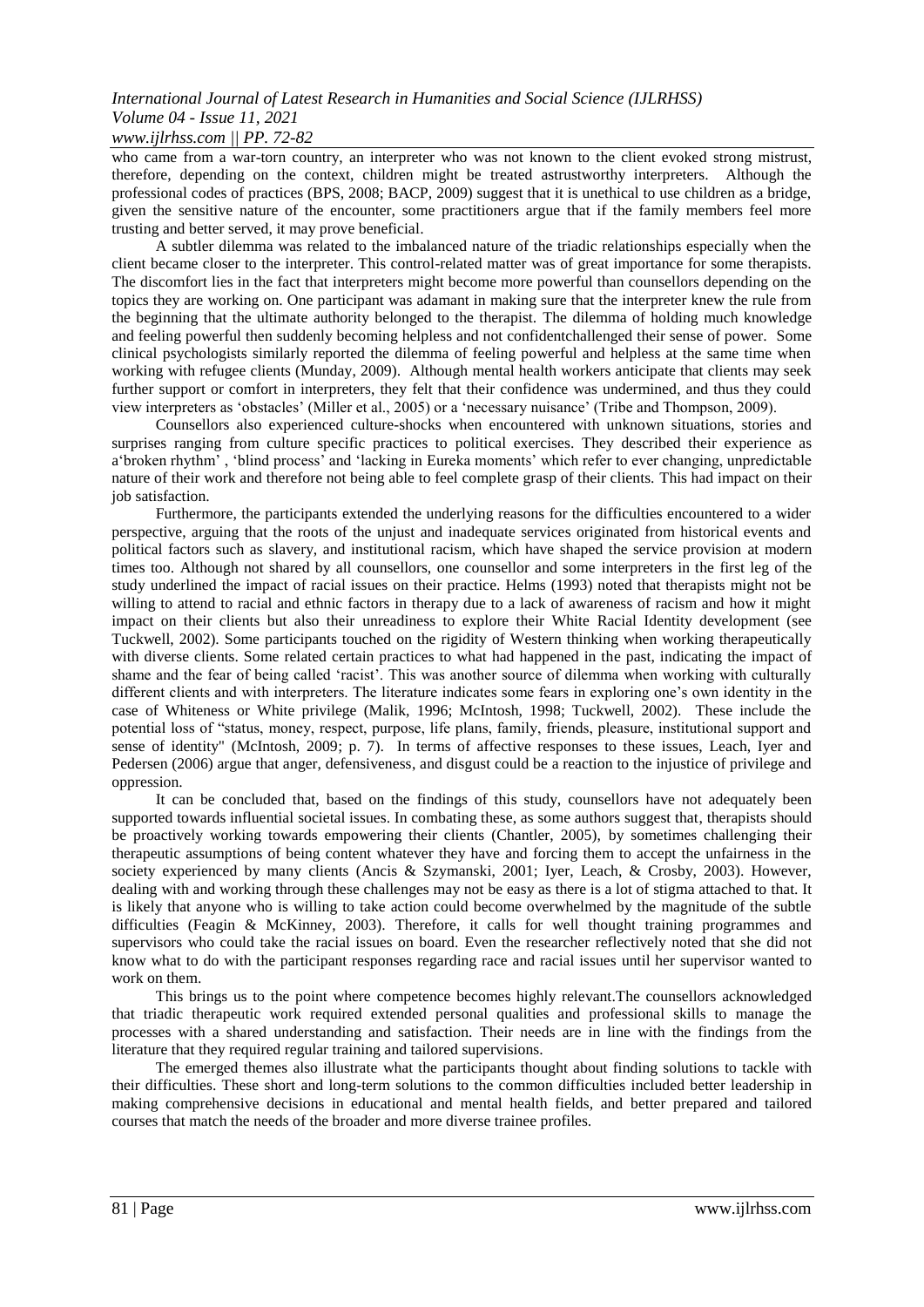who came from a war-torn country, an interpreter who was not known to the client evoked strong mistrust, therefore, depending on the context, children might be treated astrustworthy interpreters. Although the professional codes of practices (BPS, 2008; BACP, 2009) suggest that it is unethical to use children as a bridge, given the sensitive nature of the encounter, some practitioners argue that if the family members feel more trusting and better served, it may prove beneficial.

A subtler dilemma was related to the imbalanced nature of the triadic relationships especially when the client became closer to the interpreter. This control-related matter was of great importance for some therapists. The discomfort lies in the fact that interpreters might become more powerful than counsellors depending on the topics they are working on. One participant was adamant in making sure that the interpreter knew the rule from the beginning that the ultimate authority belonged to the therapist. The dilemma of holding much knowledge and feeling powerful then suddenly becoming helpless and not confidentchallenged their sense of power. Some clinical psychologists similarly reported the dilemma of feeling powerful and helpless at the same time when working with refugee clients (Munday, 2009). Although mental health workers anticipate that clients may seek further support or comfort in interpreters, they felt that their confidence was undermined, and thus they could view interpreters as 'obstacles' (Miller et al., 2005) or a 'necessary nuisance' (Tribe and Thompson, 2009).

Counsellors also experienced culture-shocks when encountered with unknown situations, stories and surprises ranging from culture specific practices to political exercises. They described their experience as a'broken rhythm' , 'blind process' and 'lacking in Eureka moments' which refer to ever changing, unpredictable nature of their work and therefore not being able to feel complete grasp of their clients. This had impact on their job satisfaction.

Furthermore, the participants extended the underlying reasons for the difficulties encountered to a wider perspective, arguing that the roots of the unjust and inadequate services originated from historical events and political factors such as slavery, and institutional racism, which have shaped the service provision at modern times too. Although not shared by all counsellors, one counsellor and some interpreters in the first leg of the study underlined the impact of racial issues on their practice. Helms (1993) noted that therapists might not be willing to attend to racial and ethnic factors in therapy due to a lack of awareness of racism and how it might impact on their clients but also their unreadiness to explore their White Racial Identity development (see Tuckwell, 2002). Some participants touched on the rigidity of Western thinking when working therapeutically with diverse clients. Some related certain practices to what had happened in the past, indicating the impact of shame and the fear of being called 'racist'. This was another source of dilemma when working with culturally different clients and with interpreters. The literature indicates some fears in exploring one's own identity in the case of Whiteness or White privilege (Malik, 1996; McIntosh, 1998; Tuckwell, 2002). These include the potential loss of "status, money, respect, purpose, life plans, family, friends, pleasure, institutional support and sense of identity" (McIntosh, 2009; p. 7). In terms of affective responses to these issues, Leach, Iyer and Pedersen (2006) argue that anger, defensiveness, and disgust could be a reaction to the injustice of privilege and oppression.

It can be concluded that, based on the findings of this study, counsellors have not adequately been supported towards influential societal issues. In combating these, as some authors suggest that, therapists should be proactively working towards empowering their clients (Chantler, 2005), by sometimes challenging their therapeutic assumptions of being content whatever they have and forcing them to accept the unfairness in the society experienced by many clients (Ancis & Szymanski, 2001; Iyer, Leach, & Crosby, 2003). However, dealing with and working through these challenges may not be easy as there is a lot of stigma attached to that. It is likely that anyone who is willing to take action could become overwhelmed by the magnitude of the subtle difficulties (Feagin & McKinney, 2003). Therefore, it calls for well thought training programmes and supervisors who could take the racial issues on board. Even the researcher reflectively noted that she did not know what to do with the participant responses regarding race and racial issues until her supervisor wanted to work on them.

This brings us to the point where competence becomes highly relevant.The counsellors acknowledged that triadic therapeutic work required extended personal qualities and professional skills to manage the processes with a shared understanding and satisfaction. Their needs are in line with the findings from the literature that they required regular training and tailored supervisions.

The emerged themes also illustrate what the participants thought about finding solutions to tackle with their difficulties. These short and long-term solutions to the common difficulties included better leadership in making comprehensive decisions in educational and mental health fields, and better prepared and tailored courses that match the needs of the broader and more diverse trainee profiles.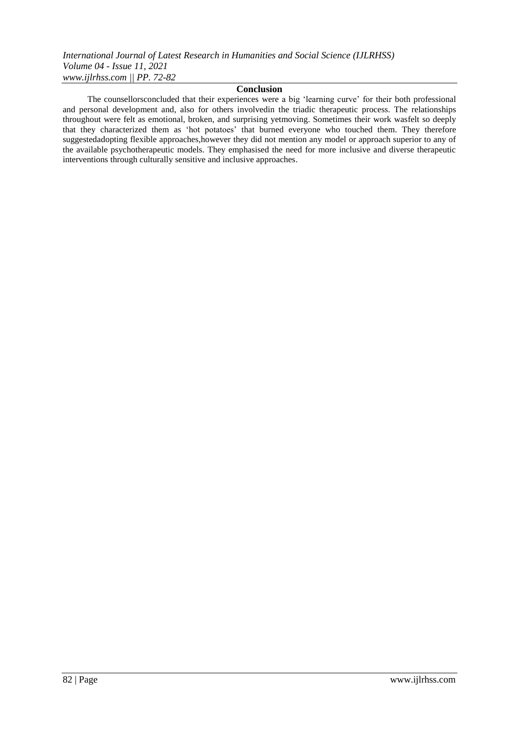## Conclusion

The counsellorsconcluded that their experiences were a big 'learning curve' for their both professional and personal development and, also for others involvedin the triadic therapeutic process. The relationships throughout were felt as emotional, broken, and surprising yetmoving. Sometimes their work wasfelt so deeply that they characterized them as 'hot potatoes' that burned everyone who touched them. They therefore suggestedadopting flexible approaches,however they did not mention any model or approach superior to any of the available psychotherapeutic models. They emphasised the need for more inclusive and diverse therapeutic interventions through culturally sensitive and inclusive approaches.